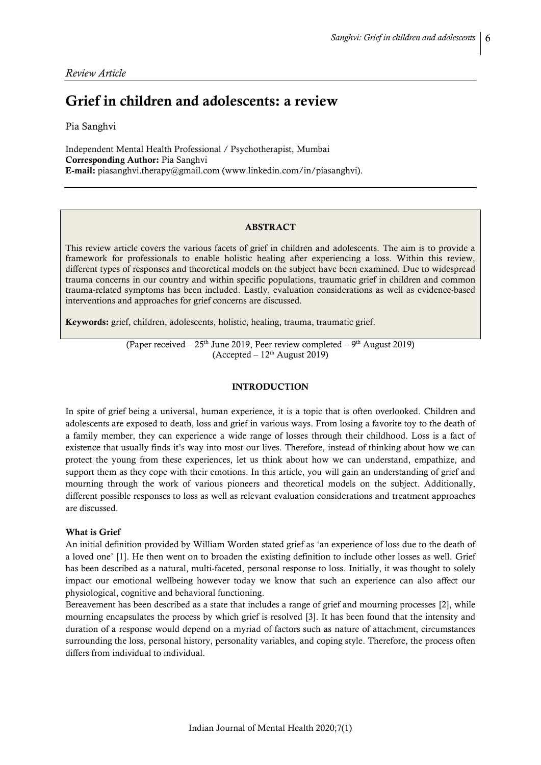*Review Article*

# Grief in children and adolescents: a review

Pia Sanghvi

Independent Mental Health Professional / Psychotherapist, Mumbai
**Corresponding Author:** Pia Sanghvi
**E-mail:** piasanghvi.therapy@gmail.com (www.linkedin.com/in/piasanghvi).

**ABSTRACT**

This review article covers the various facets of grief in children and adolescents. The aim is to provide a framework for professionals to enable holistic healing after experiencing a loss. Within this review, different types of responses and theoretical models on the subject have been examined. Due to widespread trauma concerns in our country and within specific populations, traumatic grief in children and common trauma-related symptoms has been included. Lastly, evaluation considerations as well as evidence-based interventions and approaches for grief concerns are discussed.

**Keywords:** grief, children, adolescents, holistic, healing, trauma, traumatic grief.

(Paper received – 25th June 2019, Peer review completed – 9th August 2019)
(Accepted – 12th August 2019)

## INTRODUCTION

In spite of grief being a universal, human experience, it is a topic that is often overlooked. Children and adolescents are exposed to death, loss and grief in various ways. From losing a favorite toy to the death of a family member, they can experience a wide range of losses through their childhood. Loss is a fact of existence that usually finds it's way into most our lives. Therefore, instead of thinking about how we can protect the young from these experiences, let us think about how we can understand, empathize, and support them as they cope with their emotions. In this article, you will gain an understanding of grief and mourning through the work of various pioneers and theoretical models on the subject. Additionally, different possible responses to loss as well as relevant evaluation considerations and treatment approaches are discussed.

### What is Grief

An initial definition provided by William Worden stated grief as 'an experience of loss due to the death of a loved one' [1]. He then went on to broaden the existing definition to include other losses as well. Grief has been described as a natural, multi-faceted, personal response to loss. Initially, it was thought to solely impact our emotional wellbeing however today we know that such an experience can also affect our physiological, cognitive and behavioral functioning.

Bereavement has been described as a state that includes a range of grief and mourning processes [2], while mourning encapsulates the process by which grief is resolved [3]. It has been found that the intensity and duration of a response would depend on a myriad of factors such as nature of attachment, circumstances surrounding the loss, personal history, personality variables, and coping style. Therefore, the process often differs from individual to individual.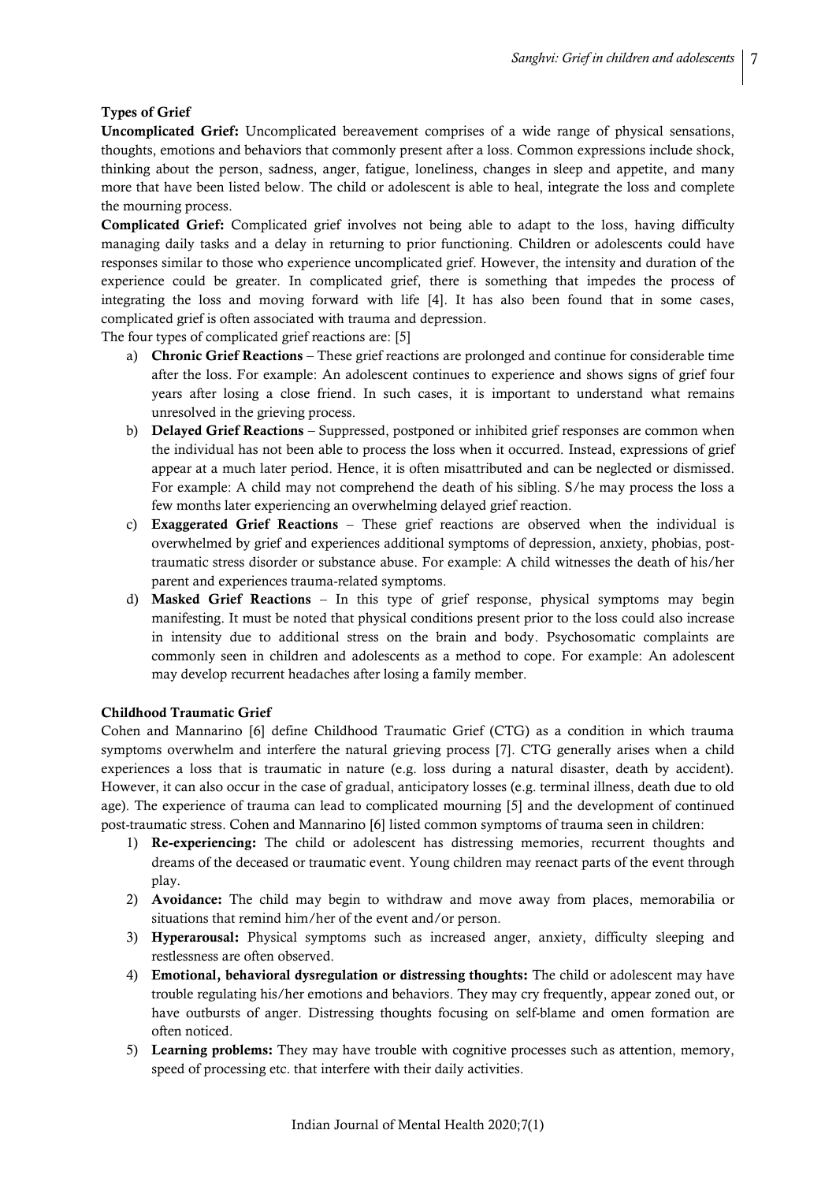### Types of Grief

**Uncomplicated Grief:** Uncomplicated bereavement comprises of a wide range of physical sensations, thoughts, emotions and behaviors that commonly present after a loss. Common expressions include shock, thinking about the person, sadness, anger, fatigue, loneliness, changes in sleep and appetite, and many more that have been listed below. The child or adolescent is able to heal, integrate the loss and complete the mourning process.

**Complicated Grief:** Complicated grief involves not being able to adapt to the loss, having difficulty managing daily tasks and a delay in returning to prior functioning. Children or adolescents could have responses similar to those who experience uncomplicated grief. However, the intensity and duration of the experience could be greater. In complicated grief, there is something that impedes the process of integrating the loss and moving forward with life [4]. It has also been found that in some cases, complicated grief is often associated with trauma and depression.

The four types of complicated grief reactions are: [5]

a) **Chronic Grief Reactions** – These grief reactions are prolonged and continue for considerable time after the loss. For example: An adolescent continues to experience and shows signs of grief four years after losing a close friend. In such cases, it is important to understand what remains unresolved in the grieving process.
b) **Delayed Grief Reactions** – Suppressed, postponed or inhibited grief responses are common when the individual has not been able to process the loss when it occurred. Instead, expressions of grief appear at a much later period. Hence, it is often misattributed and can be neglected or dismissed. For example: A child may not comprehend the death of his sibling. S/he may process the loss a few months later experiencing an overwhelming delayed grief reaction.
c) **Exaggerated Grief Reactions** – These grief reactions are observed when the individual is overwhelmed by grief and experiences additional symptoms of depression, anxiety, phobias, post-traumatic stress disorder or substance abuse. For example: A child witnesses the death of his/her parent and experiences trauma-related symptoms.
d) **Masked Grief Reactions** – In this type of grief response, physical symptoms may begin manifesting. It must be noted that physical conditions present prior to the loss could also increase in intensity due to additional stress on the brain and body. Psychosomatic complaints are commonly seen in children and adolescents as a method to cope. For example: An adolescent may develop recurrent headaches after losing a family member.

### Childhood Traumatic Grief

Cohen and Mannarino [6] define Childhood Traumatic Grief (CTG) as a condition in which trauma symptoms overwhelm and interfere the natural grieving process [7]. CTG generally arises when a child experiences a loss that is traumatic in nature (e.g. loss during a natural disaster, death by accident). However, it can also occur in the case of gradual, anticipatory losses (e.g. terminal illness, death due to old age). The experience of trauma can lead to complicated mourning [5] and the development of continued post-traumatic stress. Cohen and Mannarino [6] listed common symptoms of trauma seen in children:

1) **Re-experiencing:** The child or adolescent has distressing memories, recurrent thoughts and dreams of the deceased or traumatic event. Young children may reenact parts of the event through play.
2) **Avoidance:** The child may begin to withdraw and move away from places, memorabilia or situations that remind him/her of the event and/or person.
3) **Hyperarousal:** Physical symptoms such as increased anger, anxiety, difficulty sleeping and restlessness are often observed.
4) **Emotional, behavioral dysregulation or distressing thoughts:** The child or adolescent may have trouble regulating his/her emotions and behaviors. They may cry frequently, appear zoned out, or have outbursts of anger. Distressing thoughts focusing on self-blame and omen formation are often noticed.
5) **Learning problems:** They may have trouble with cognitive processes such as attention, memory, speed of processing etc. that interfere with their daily activities.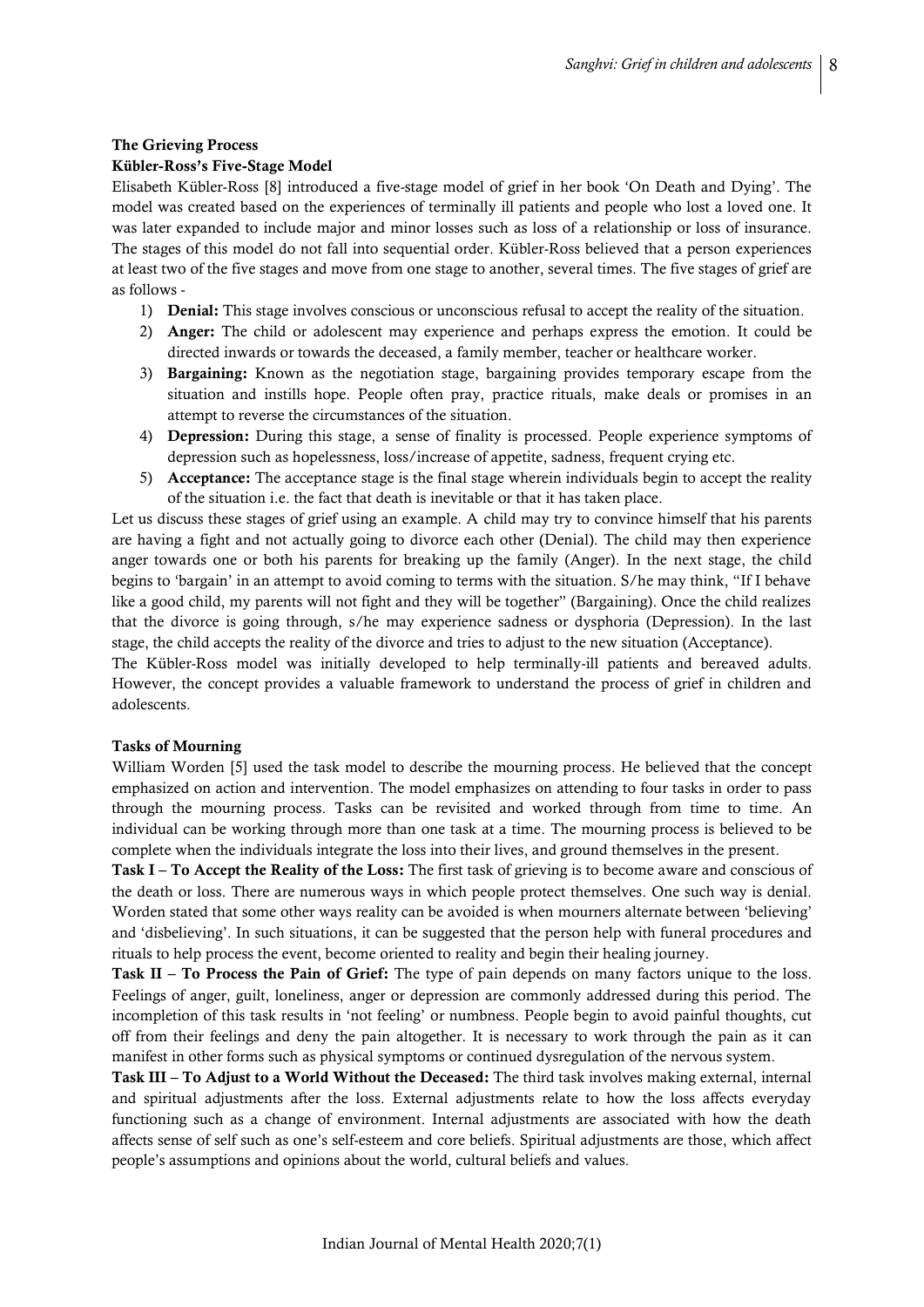## The Grieving Process

### Kübler-Ross's Five-Stage Model

Elisabeth Kübler-Ross [8] introduced a five-stage model of grief in her book 'On Death and Dying'. The model was created based on the experiences of terminally ill patients and people who lost a loved one. It was later expanded to include major and minor losses such as loss of a relationship or loss of insurance. The stages of this model do not fall into sequential order. Kübler-Ross believed that a person experiences at least two of the five stages and move from one stage to another, several times. The five stages of grief are as follows -

1) **Denial:** This stage involves conscious or unconscious refusal to accept the reality of the situation.
2) **Anger:** The child or adolescent may experience and perhaps express the emotion. It could be directed inwards or towards the deceased, a family member, teacher or healthcare worker.
3) **Bargaining:** Known as the negotiation stage, bargaining provides temporary escape from the situation and instills hope. People often pray, practice rituals, make deals or promises in an attempt to reverse the circumstances of the situation.
4) **Depression:** During this stage, a sense of finality is processed. People experience symptoms of depression such as hopelessness, loss/increase of appetite, sadness, frequent crying etc.
5) **Acceptance:** The acceptance stage is the final stage wherein individuals begin to accept the reality of the situation i.e. the fact that death is inevitable or that it has taken place.

Let us discuss these stages of grief using an example. A child may try to convince himself that his parents are having a fight and not actually going to divorce each other (Denial). The child may then experience anger towards one or both his parents for breaking up the family (Anger). In the next stage, the child begins to 'bargain' in an attempt to avoid coming to terms with the situation. S/he may think, "If I behave like a good child, my parents will not fight and they will be together" (Bargaining). Once the child realizes that the divorce is going through, s/he may experience sadness or dysphoria (Depression). In the last stage, the child accepts the reality of the divorce and tries to adjust to the new situation (Acceptance).

The Kübler-Ross model was initially developed to help terminally-ill patients and bereaved adults. However, the concept provides a valuable framework to understand the process of grief in children and adolescents.

### Tasks of Mourning

William Worden [5] used the task model to describe the mourning process. He believed that the concept emphasized on action and intervention. The model emphasizes on attending to four tasks in order to pass through the mourning process. Tasks can be revisited and worked through from time to time. An individual can be working through more than one task at a time. The mourning process is believed to be complete when the individuals integrate the loss into their lives, and ground themselves in the present.

**Task I – To Accept the Reality of the Loss:** The first task of grieving is to become aware and conscious of the death or loss. There are numerous ways in which people protect themselves. One such way is denial. Worden stated that some other ways reality can be avoided is when mourners alternate between 'believing' and 'disbelieving'. In such situations, it can be suggested that the person help with funeral procedures and rituals to help process the event, become oriented to reality and begin their healing journey.

**Task II – To Process the Pain of Grief:** The type of pain depends on many factors unique to the loss. Feelings of anger, guilt, loneliness, anger or depression are commonly addressed during this period. The incompletion of this task results in 'not feeling' or numbness. People begin to avoid painful thoughts, cut off from their feelings and deny the pain altogether. It is necessary to work through the pain as it can manifest in other forms such as physical symptoms or continued dysregulation of the nervous system.

**Task III – To Adjust to a World Without the Deceased:** The third task involves making external, internal and spiritual adjustments after the loss. External adjustments relate to how the loss affects everyday functioning such as a change of environment. Internal adjustments are associated with how the death affects sense of self such as one's self-esteem and core beliefs. Spiritual adjustments are those, which affect people's assumptions and opinions about the world, cultural beliefs and values.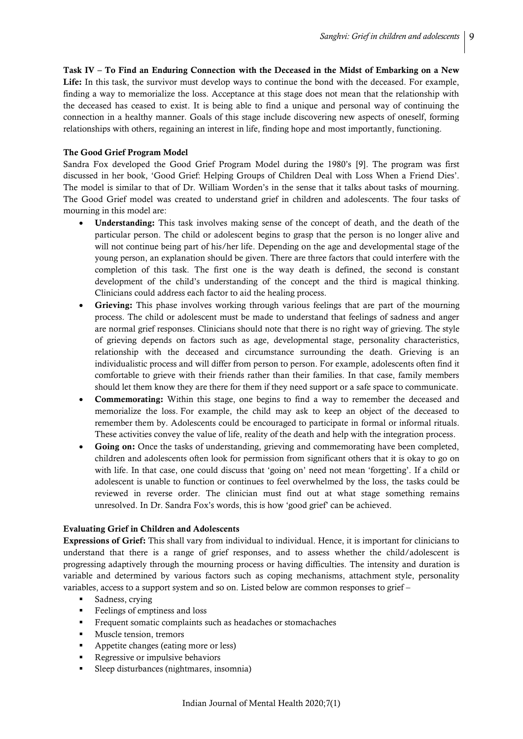**Task IV – To Find an Enduring Connection with the Deceased in the Midst of Embarking on a New Life:** In this task, the survivor must develop ways to continue the bond with the deceased. For example, finding a way to memorialize the loss. Acceptance at this stage does not mean that the relationship with the deceased has ceased to exist. It is being able to find a unique and personal way of continuing the connection in a healthy manner. Goals of this stage include discovering new aspects of oneself, forming relationships with others, regaining an interest in life, finding hope and most importantly, functioning.

**The Good Grief Program Model**

Sandra Fox developed the Good Grief Program Model during the 1980's [9]. The program was first discussed in her book, 'Good Grief: Helping Groups of Children Deal with Loss When a Friend Dies'. The model is similar to that of Dr. William Worden's in the sense that it talks about tasks of mourning. The Good Grief model was created to understand grief in children and adolescents. The four tasks of mourning in this model are:

- **Understanding:** This task involves making sense of the concept of death, and the death of the particular person. The child or adolescent begins to grasp that the person is no longer alive and will not continue being part of his/her life. Depending on the age and developmental stage of the young person, an explanation should be given. There are three factors that could interfere with the completion of this task. The first one is the way death is defined, the second is constant development of the child's understanding of the concept and the third is magical thinking. Clinicians could address each factor to aid the healing process.
- **Grieving:** This phase involves working through various feelings that are part of the mourning process. The child or adolescent must be made to understand that feelings of sadness and anger are normal grief responses. Clinicians should note that there is no right way of grieving. The style of grieving depends on factors such as age, developmental stage, personality characteristics, relationship with the deceased and circumstance surrounding the death. Grieving is an individualistic process and will differ from person to person. For example, adolescents often find it comfortable to grieve with their friends rather than their families. In that case, family members should let them know they are there for them if they need support or a safe space to communicate.
- **Commemorating:** Within this stage, one begins to find a way to remember the deceased and memorialize the loss. For example, the child may ask to keep an object of the deceased to remember them by. Adolescents could be encouraged to participate in formal or informal rituals. These activities convey the value of life, reality of the death and help with the integration process.
- **Going on:** Once the tasks of understanding, grieving and commemorating have been completed, children and adolescents often look for permission from significant others that it is okay to go on with life. In that case, one could discuss that 'going on' need not mean 'forgetting'. If a child or adolescent is unable to function or continues to feel overwhelmed by the loss, the tasks could be reviewed in reverse order. The clinician must find out at what stage something remains unresolved. In Dr. Sandra Fox's words, this is how 'good grief' can be achieved.

**Evaluating Grief in Children and Adolescents**

**Expressions of Grief:** This shall vary from individual to individual. Hence, it is important for clinicians to understand that there is a range of grief responses, and to assess whether the child/adolescent is progressing adaptively through the mourning process or having difficulties. The intensity and duration is variable and determined by various factors such as coping mechanisms, attachment style, personality variables, access to a support system and so on. Listed below are common responses to grief –

- Sadness, crying
- Feelings of emptiness and loss
- Frequent somatic complaints such as headaches or stomachaches
- Muscle tension, tremors
- Appetite changes (eating more or less)
- Regressive or impulsive behaviors
- Sleep disturbances (nightmares, insomnia)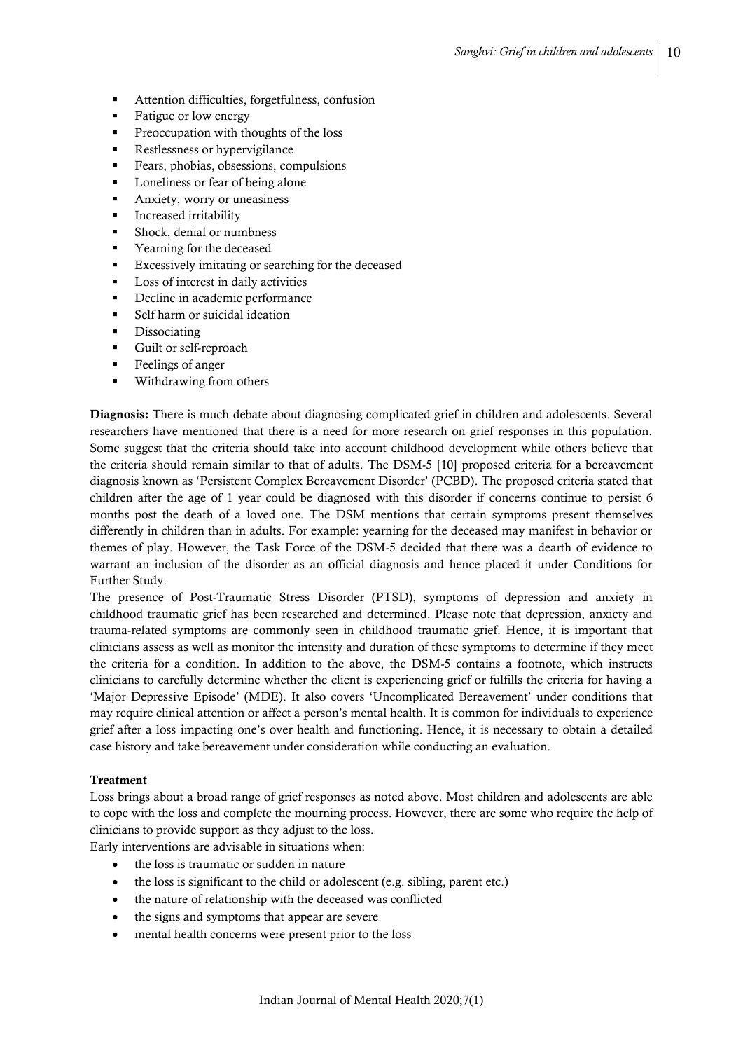- Attention difficulties, forgetfulness, confusion
- Fatigue or low energy
- Preoccupation with thoughts of the loss
- Restlessness or hypervigilance
- Fears, phobias, obsessions, compulsions
- Loneliness or fear of being alone
- Anxiety, worry or uneasiness
- Increased irritability
- Shock, denial or numbness
- Yearning for the deceased
- Excessively imitating or searching for the deceased
- Loss of interest in daily activities
- Decline in academic performance
- Self harm or suicidal ideation
- Dissociating
- Guilt or self-reproach
- Feelings of anger
- Withdrawing from others

**Diagnosis:** There is much debate about diagnosing complicated grief in children and adolescents. Several researchers have mentioned that there is a need for more research on grief responses in this population. Some suggest that the criteria should take into account childhood development while others believe that the criteria should remain similar to that of adults. The DSM-5 [10] proposed criteria for a bereavement diagnosis known as 'Persistent Complex Bereavement Disorder' (PCBD). The proposed criteria stated that children after the age of 1 year could be diagnosed with this disorder if concerns continue to persist 6 months post the death of a loved one. The DSM mentions that certain symptoms present themselves differently in children than in adults. For example: yearning for the deceased may manifest in behavior or themes of play. However, the Task Force of the DSM-5 decided that there was a dearth of evidence to warrant an inclusion of the disorder as an official diagnosis and hence placed it under Conditions for Further Study.

The presence of Post-Traumatic Stress Disorder (PTSD), symptoms of depression and anxiety in childhood traumatic grief has been researched and determined. Please note that depression, anxiety and trauma-related symptoms are commonly seen in childhood traumatic grief. Hence, it is important that clinicians assess as well as monitor the intensity and duration of these symptoms to determine if they meet the criteria for a condition. In addition to the above, the DSM-5 contains a footnote, which instructs clinicians to carefully determine whether the client is experiencing grief or fulfills the criteria for having a 'Major Depressive Episode' (MDE). It also covers 'Uncomplicated Bereavement' under conditions that may require clinical attention or affect a person's mental health. It is common for individuals to experience grief after a loss impacting one's over health and functioning. Hence, it is necessary to obtain a detailed case history and take bereavement under consideration while conducting an evaluation.

**Treatment**

Loss brings about a broad range of grief responses as noted above. Most children and adolescents are able to cope with the loss and complete the mourning process. However, there are some who require the help of clinicians to provide support as they adjust to the loss.

Early interventions are advisable in situations when:

- the loss is traumatic or sudden in nature
- the loss is significant to the child or adolescent (e.g. sibling, parent etc.)
- the nature of relationship with the deceased was conflicted
- the signs and symptoms that appear are severe
- mental health concerns were present prior to the loss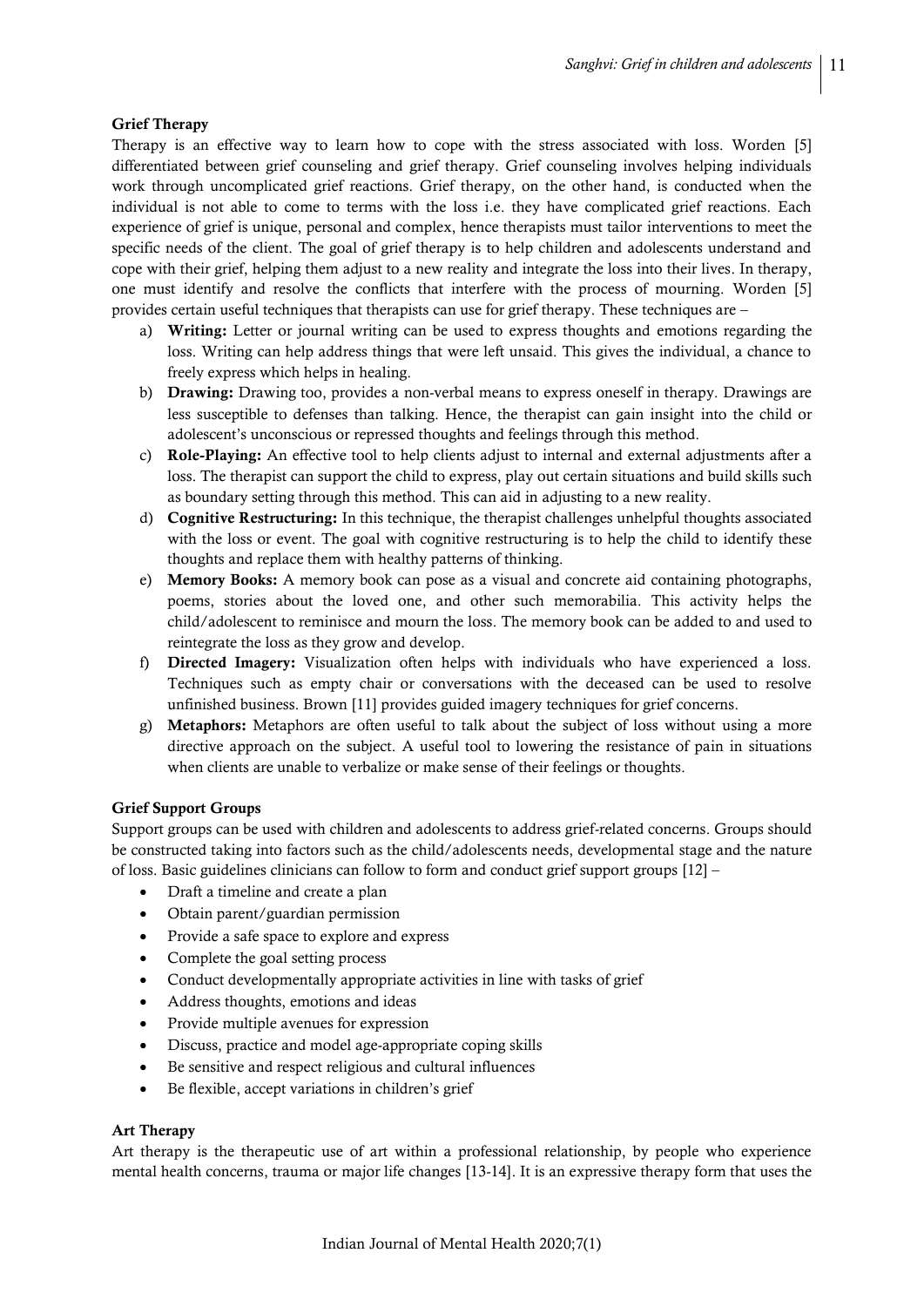### Grief Therapy

Therapy is an effective way to learn how to cope with the stress associated with loss. Worden [5] differentiated between grief counseling and grief therapy. Grief counseling involves helping individuals work through uncomplicated grief reactions. Grief therapy, on the other hand, is conducted when the individual is not able to come to terms with the loss i.e. they have complicated grief reactions. Each experience of grief is unique, personal and complex, hence therapists must tailor interventions to meet the specific needs of the client. The goal of grief therapy is to help children and adolescents understand and cope with their grief, helping them adjust to a new reality and integrate the loss into their lives. In therapy, one must identify and resolve the conflicts that interfere with the process of mourning. Worden [5] provides certain useful techniques that therapists can use for grief therapy. These techniques are –

a) **Writing:** Letter or journal writing can be used to express thoughts and emotions regarding the loss. Writing can help address things that were left unsaid. This gives the individual, a chance to freely express which helps in healing.
b) **Drawing:** Drawing too, provides a non-verbal means to express oneself in therapy. Drawings are less susceptible to defenses than talking. Hence, the therapist can gain insight into the child or adolescent's unconscious or repressed thoughts and feelings through this method.
c) **Role-Playing:** An effective tool to help clients adjust to internal and external adjustments after a loss. The therapist can support the child to express, play out certain situations and build skills such as boundary setting through this method. This can aid in adjusting to a new reality.
d) **Cognitive Restructuring:** In this technique, the therapist challenges unhelpful thoughts associated with the loss or event. The goal with cognitive restructuring is to help the child to identify these thoughts and replace them with healthy patterns of thinking.
e) **Memory Books:** A memory book can pose as a visual and concrete aid containing photographs, poems, stories about the loved one, and other such memorabilia. This activity helps the child/adolescent to reminisce and mourn the loss. The memory book can be added to and used to reintegrate the loss as they grow and develop.
f) **Directed Imagery:** Visualization often helps with individuals who have experienced a loss. Techniques such as empty chair or conversations with the deceased can be used to resolve unfinished business. Brown [11] provides guided imagery techniques for grief concerns.
g) **Metaphors:** Metaphors are often useful to talk about the subject of loss without using a more directive approach on the subject. A useful tool to lowering the resistance of pain in situations when clients are unable to verbalize or make sense of their feelings or thoughts.

### Grief Support Groups

Support groups can be used with children and adolescents to address grief-related concerns. Groups should be constructed taking into factors such as the child/adolescents needs, developmental stage and the nature of loss. Basic guidelines clinicians can follow to form and conduct grief support groups [12] –

- Draft a timeline and create a plan
- Obtain parent/guardian permission
- Provide a safe space to explore and express
- Complete the goal setting process
- Conduct developmentally appropriate activities in line with tasks of grief
- Address thoughts, emotions and ideas
- Provide multiple avenues for expression
- Discuss, practice and model age-appropriate coping skills
- Be sensitive and respect religious and cultural influences
- Be flexible, accept variations in children's grief

### Art Therapy

Art therapy is the therapeutic use of art within a professional relationship, by people who experience mental health concerns, trauma or major life changes [13-14]. It is an expressive therapy form that uses the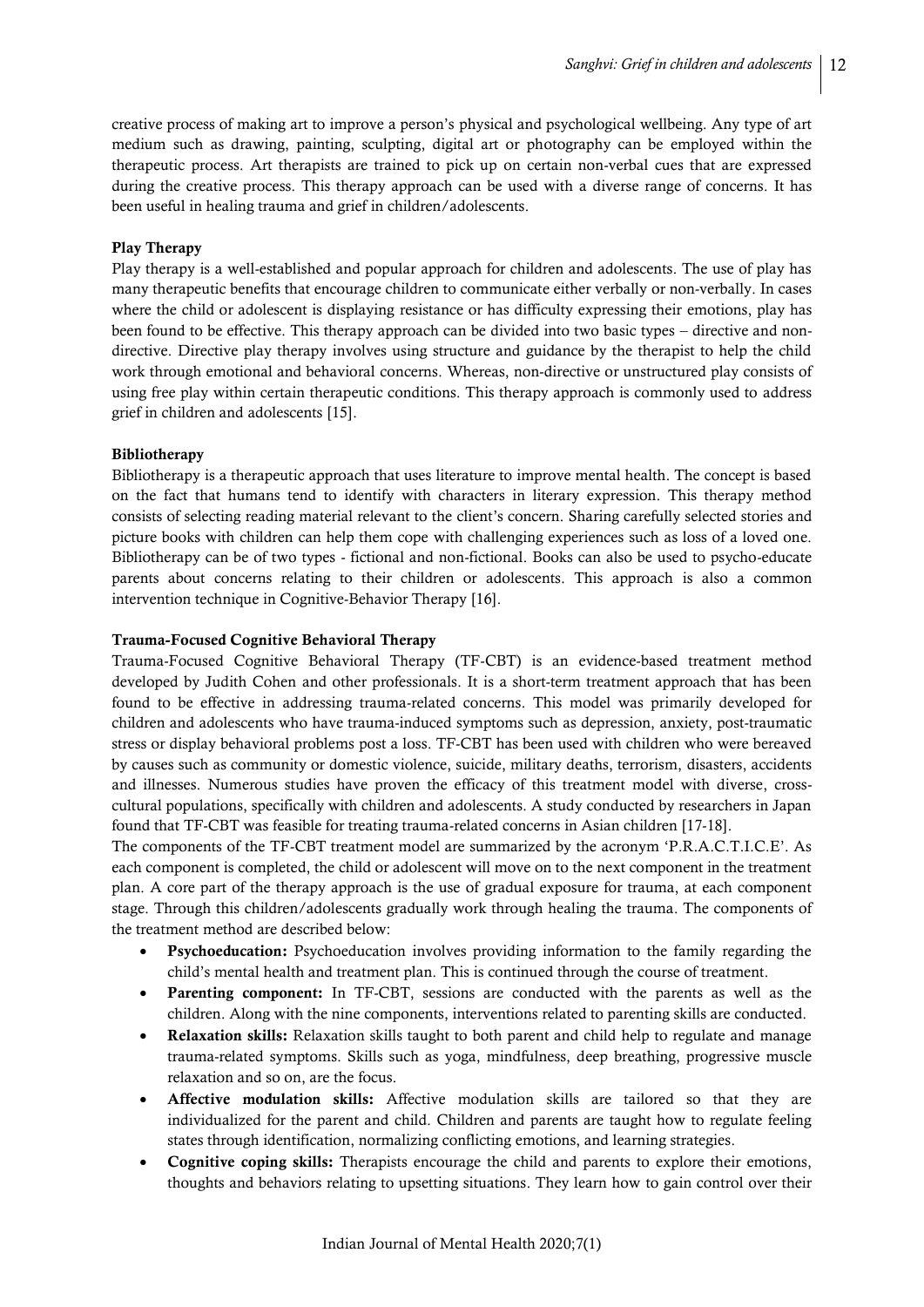creative process of making art to improve a person's physical and psychological wellbeing. Any type of art medium such as drawing, painting, sculpting, digital art or photography can be employed within the therapeutic process. Art therapists are trained to pick up on certain non-verbal cues that are expressed during the creative process. This therapy approach can be used with a diverse range of concerns. It has been useful in healing trauma and grief in children/adolescents.

**Play Therapy**

Play therapy is a well-established and popular approach for children and adolescents. The use of play has many therapeutic benefits that encourage children to communicate either verbally or non-verbally. In cases where the child or adolescent is displaying resistance or has difficulty expressing their emotions, play has been found to be effective. This therapy approach can be divided into two basic types – directive and non-directive. Directive play therapy involves using structure and guidance by the therapist to help the child work through emotional and behavioral concerns. Whereas, non-directive or unstructured play consists of using free play within certain therapeutic conditions. This therapy approach is commonly used to address grief in children and adolescents [15].

**Bibliotherapy**

Bibliotherapy is a therapeutic approach that uses literature to improve mental health. The concept is based on the fact that humans tend to identify with characters in literary expression. This therapy method consists of selecting reading material relevant to the client's concern. Sharing carefully selected stories and picture books with children can help them cope with challenging experiences such as loss of a loved one. Bibliotherapy can be of two types - fictional and non-fictional. Books can also be used to psycho-educate parents about concerns relating to their children or adolescents. This approach is also a common intervention technique in Cognitive-Behavior Therapy [16].

**Trauma-Focused Cognitive Behavioral Therapy**

Trauma-Focused Cognitive Behavioral Therapy (TF-CBT) is an evidence-based treatment method developed by Judith Cohen and other professionals. It is a short-term treatment approach that has been found to be effective in addressing trauma-related concerns. This model was primarily developed for children and adolescents who have trauma-induced symptoms such as depression, anxiety, post-traumatic stress or display behavioral problems post a loss. TF-CBT has been used with children who were bereaved by causes such as community or domestic violence, suicide, military deaths, terrorism, disasters, accidents and illnesses. Numerous studies have proven the efficacy of this treatment model with diverse, cross-cultural populations, specifically with children and adolescents. A study conducted by researchers in Japan found that TF-CBT was feasible for treating trauma-related concerns in Asian children [17-18].

The components of the TF-CBT treatment model are summarized by the acronym 'P.R.A.C.T.I.C.E'. As each component is completed, the child or adolescent will move on to the next component in the treatment plan. A core part of the therapy approach is the use of gradual exposure for trauma, at each component stage. Through this children/adolescents gradually work through healing the trauma. The components of the treatment method are described below:

- **Psychoeducation:** Psychoeducation involves providing information to the family regarding the child's mental health and treatment plan. This is continued through the course of treatment.
- **Parenting component:** In TF-CBT, sessions are conducted with the parents as well as the children. Along with the nine components, interventions related to parenting skills are conducted.
- **Relaxation skills:** Relaxation skills taught to both parent and child help to regulate and manage trauma-related symptoms. Skills such as yoga, mindfulness, deep breathing, progressive muscle relaxation and so on, are the focus.
- **Affective modulation skills:** Affective modulation skills are tailored so that they are individualized for the parent and child. Children and parents are taught how to regulate feeling states through identification, normalizing conflicting emotions, and learning strategies.
- **Cognitive coping skills:** Therapists encourage the child and parents to explore their emotions, thoughts and behaviors relating to upsetting situations. They learn how to gain control over their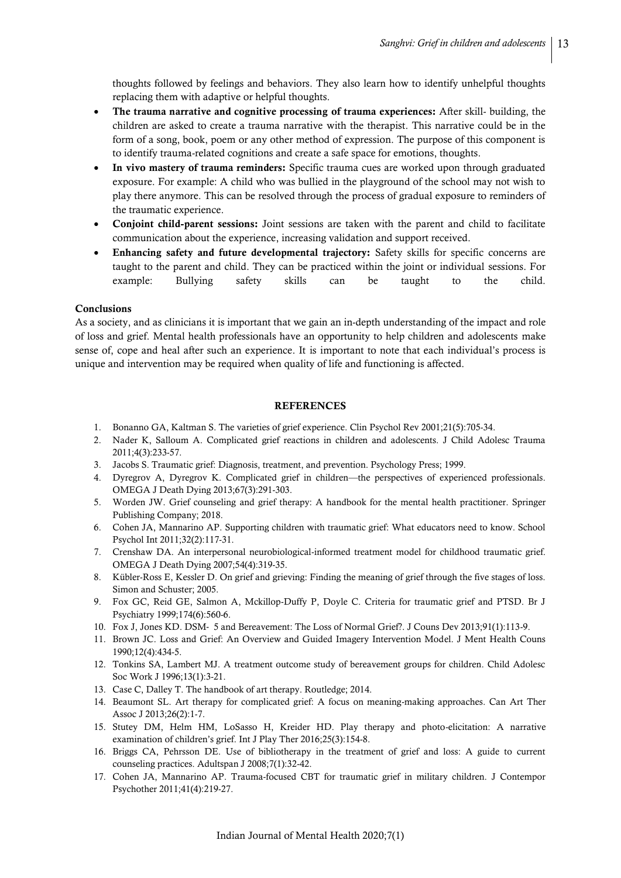thoughts followed by feelings and behaviors. They also learn how to identify unhelpful thoughts replacing them with adaptive or helpful thoughts.

- **The trauma narrative and cognitive processing of trauma experiences:** After skill- building, the children are asked to create a trauma narrative with the therapist. This narrative could be in the form of a song, book, poem or any other method of expression. The purpose of this component is to identify trauma-related cognitions and create a safe space for emotions, thoughts.
- **In vivo mastery of trauma reminders:** Specific trauma cues are worked upon through graduated exposure. For example: A child who was bullied in the playground of the school may not wish to play there anymore. This can be resolved through the process of gradual exposure to reminders of the traumatic experience.
- **Conjoint child-parent sessions:** Joint sessions are taken with the parent and child to facilitate communication about the experience, increasing validation and support received.
- **Enhancing safety and future developmental trajectory:** Safety skills for specific concerns are taught to the parent and child. They can be practiced within the joint or individual sessions. For example: Bullying safety skills can be taught to the child.

**Conclusions**

As a society, and as clinicians it is important that we gain an in-depth understanding of the impact and role of loss and grief. Mental health professionals have an opportunity to help children and adolescents make sense of, cope and heal after such an experience. It is important to note that each individual's process is unique and intervention may be required when quality of life and functioning is affected.

## REFERENCES

1. Bonanno GA, Kaltman S. The varieties of grief experience. Clin Psychol Rev 2001;21(5):705-34.
2. Nader K, Salloum A. Complicated grief reactions in children and adolescents. J Child Adolesc Trauma 2011;4(3):233-57.
3. Jacobs S. Traumatic grief: Diagnosis, treatment, and prevention. Psychology Press; 1999.
4. Dyregrov A, Dyregrov K. Complicated grief in children—the perspectives of experienced professionals. OMEGA J Death Dying 2013;67(3):291-303.
5. Worden JW. Grief counseling and grief therapy: A handbook for the mental health practitioner. Springer Publishing Company; 2018.
6. Cohen JA, Mannarino AP. Supporting children with traumatic grief: What educators need to know. School Psychol Int 2011;32(2):117-31.
7. Crenshaw DA. An interpersonal neurobiological-informed treatment model for childhood traumatic grief. OMEGA J Death Dying 2007;54(4):319-35.
8. Kübler-Ross E, Kessler D. On grief and grieving: Finding the meaning of grief through the five stages of loss. Simon and Schuster; 2005.
9. Fox GC, Reid GE, Salmon A, Mckillop-Duffy P, Doyle C. Criteria for traumatic grief and PTSD. Br J Psychiatry 1999;174(6):560-6.
10. Fox J, Jones KD. DSM- 5 and Bereavement: The Loss of Normal Grief?. J Couns Dev 2013;91(1):113-9.
11. Brown JC. Loss and Grief: An Overview and Guided Imagery Intervention Model. J Ment Health Couns 1990;12(4):434-5.
12. Tonkins SA, Lambert MJ. A treatment outcome study of bereavement groups for children. Child Adolesc Soc Work J 1996;13(1):3-21.
13. Case C, Dalley T. The handbook of art therapy. Routledge; 2014.
14. Beaumont SL. Art therapy for complicated grief: A focus on meaning-making approaches. Can Art Ther Assoc J 2013;26(2):1-7.
15. Stutey DM, Helm HM, LoSasso H, Kreider HD. Play therapy and photo-elicitation: A narrative examination of children's grief. Int J Play Ther 2016;25(3):154-8.
16. Briggs CA, Pehrsson DE. Use of bibliotherapy in the treatment of grief and loss: A guide to current counseling practices. Adultspan J 2008;7(1):32-42.
17. Cohen JA, Mannarino AP. Trauma-focused CBT for traumatic grief in military children. J Contempor Psychother 2011;41(4):219-27.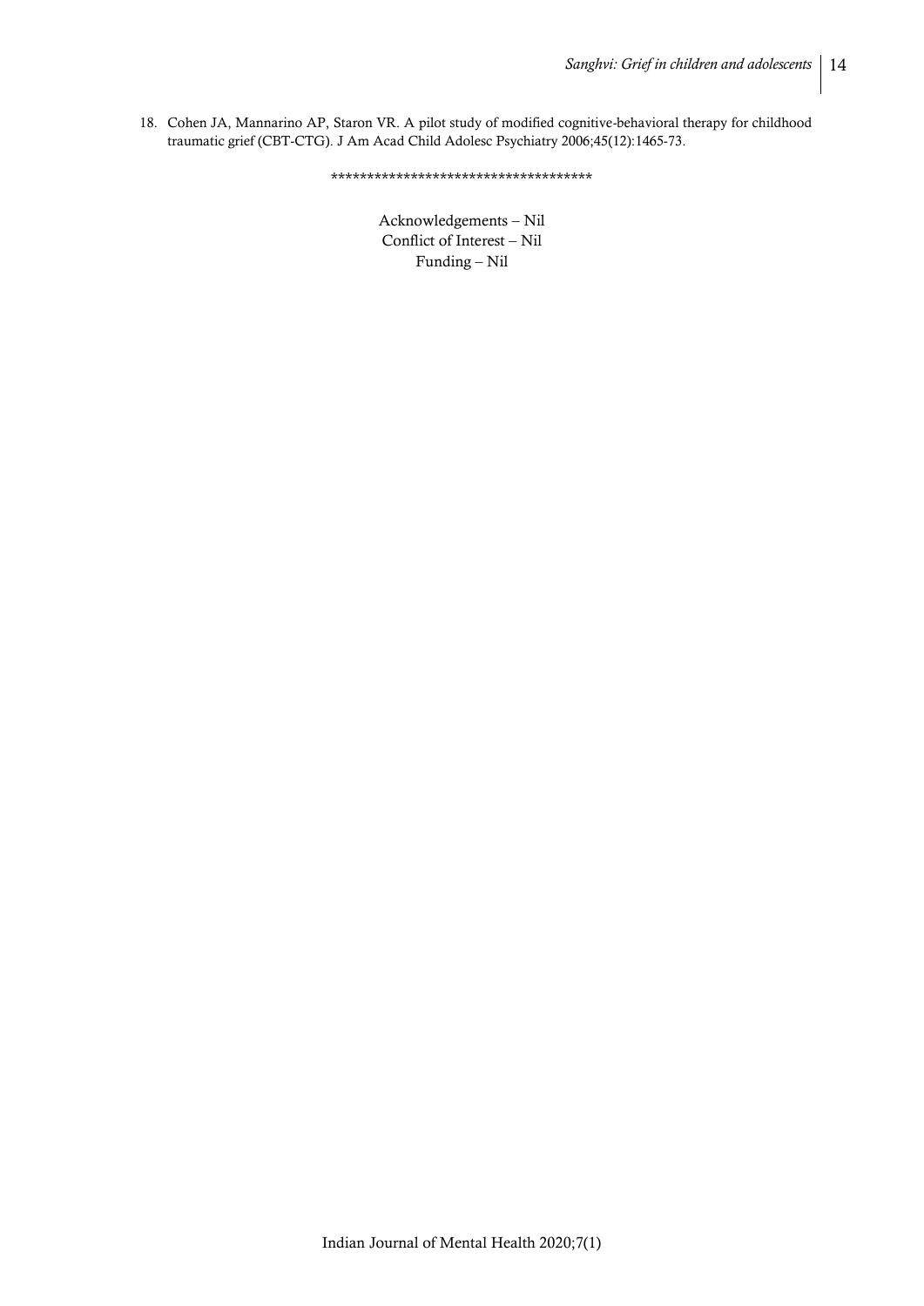18. Cohen JA, Mannarino AP, Staron VR. A pilot study of modified cognitive-behavioral therapy for childhood traumatic grief (CBT-CTG). J Am Acad Child Adolesc Psychiatry 2006;45(12):1465-73.

************************************

Acknowledgements – Nil
Conflict of Interest – Nil
Funding – Nil